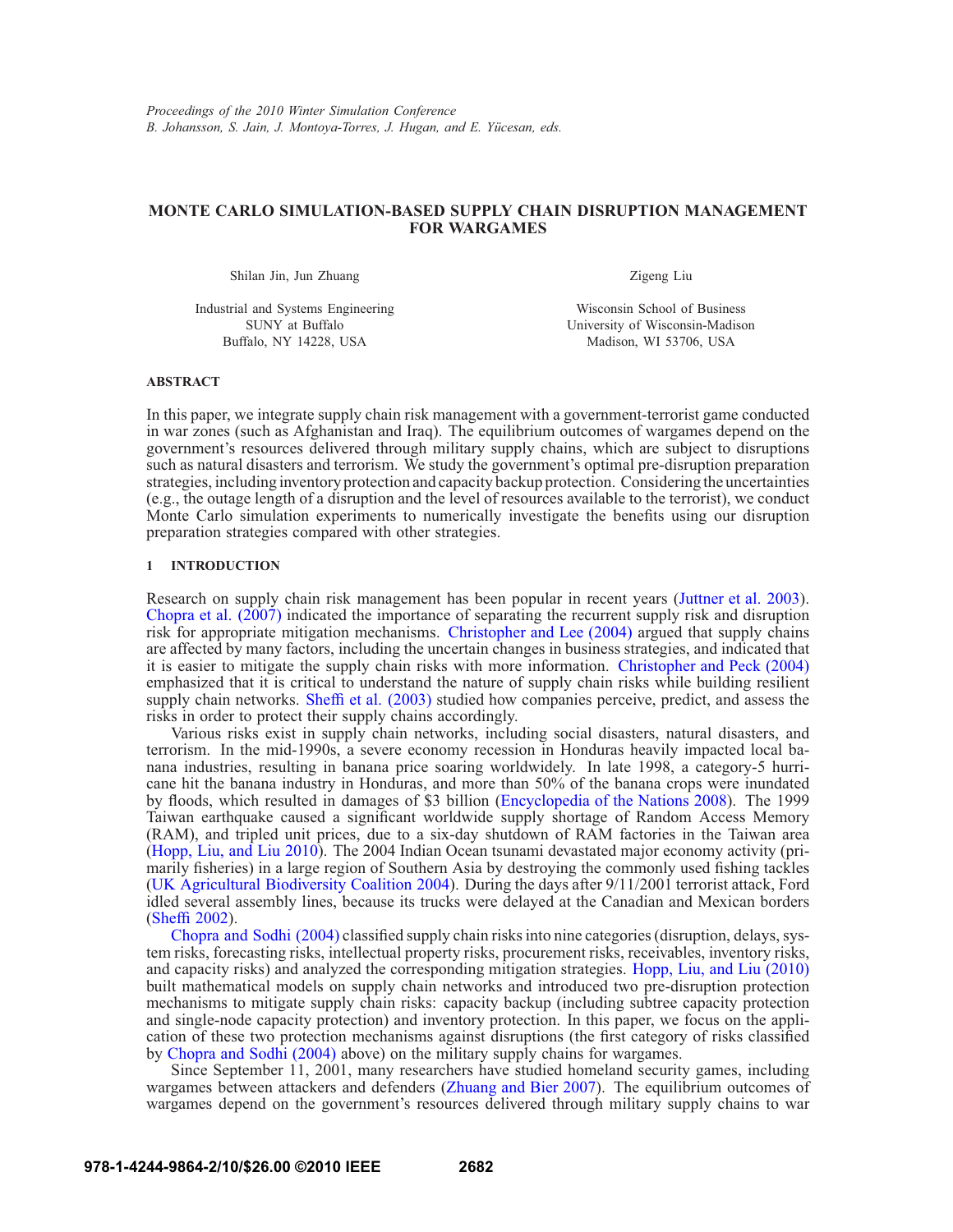*Proceedings of the 2010 Winter Simulation Conference*
*B. Johansson, S. Jain, J. Montoya-Torres, J. Hugan, and E. Yücesan, eds.*

# MONTE CARLO SIMULATION-BASED SUPPLY CHAIN DISRUPTION MANAGEMENT FOR WARGAMES

Shilan Jin, Jun Zhuang

Industrial and Systems Engineering
SUNY at Buffalo
Buffalo, NY 14228, USA

Zigeng Liu

Wisconsin School of Business
University of Wisconsin-Madison
Madison, WI 53706, USA

## ABSTRACT

In this paper, we integrate supply chain risk management with a government-terrorist game conducted in war zones (such as Afghanistan and Iraq). The equilibrium outcomes of wargames depend on the government's resources delivered through military supply chains, which are subject to disruptions such as natural disasters and terrorism. We study the government's optimal pre-disruption preparation strategies, including inventory protection and capacity backup protection. Considering the uncertainties (e.g., the outage length of a disruption and the level of resources available to the terrorist), we conduct Monte Carlo simulation experiments to numerically investigate the benefits using our disruption preparation strategies compared with other strategies.

## 1 INTRODUCTION

Research on supply chain risk management has been popular in recent years (Juttner et al. 2003). Chopra et al. (2007) indicated the importance of separating the recurrent supply risk and disruption risk for appropriate mitigation mechanisms. Christopher and Lee (2004) argued that supply chains are affected by many factors, including the uncertain changes in business strategies, and indicated that it is easier to mitigate the supply chain risks with more information. Christopher and Peck (2004) emphasized that it is critical to understand the nature of supply chain risks while building resilient supply chain networks. Sheffi et al. (2003) studied how companies perceive, predict, and assess the risks in order to protect their supply chains accordingly.

Various risks exist in supply chain networks, including social disasters, natural disasters, and terrorism. In the mid-1990s, a severe economy recession in Honduras heavily impacted local banana industries, resulting in banana price soaring worldwidely. In late 1998, a category-5 hurricane hit the banana industry in Honduras, and more than 50% of the banana crops were inundated by floods, which resulted in damages of $3 billion (Encyclopedia of the Nations 2008). The 1999 Taiwan earthquake caused a significant worldwide supply shortage of Random Access Memory (RAM), and tripled unit prices, due to a six-day shutdown of RAM factories in the Taiwan area (Hopp, Liu, and Liu 2010). The 2004 Indian Ocean tsunami devastated major economy activity (primarily fisheries) in a large region of Southern Asia by destroying the commonly used fishing tackles (UK Agricultural Biodiversity Coalition 2004). During the days after 9/11/2001 terrorist attack, Ford idled several assembly lines, because its trucks were delayed at the Canadian and Mexican borders (Sheffi 2002).

Chopra and Sodhi (2004) classified supply chain risks into nine categories (disruption, delays, system risks, forecasting risks, intellectual property risks, procurement risks, receivables, inventory risks, and capacity risks) and analyzed the corresponding mitigation strategies. Hopp, Liu, and Liu (2010) built mathematical models on supply chain networks and introduced two pre-disruption protection mechanisms to mitigate supply chain risks: capacity backup (including subtree capacity protection and single-node capacity protection) and inventory protection. In this paper, we focus on the application of these two protection mechanisms against disruptions (the first category of risks classified by Chopra and Sodhi (2004) above) on the military supply chains for wargames.

Since September 11, 2001, many researchers have studied homeland security games, including wargames between attackers and defenders (Zhuang and Bier 2007). The equilibrium outcomes of wargames depend on the government's resources delivered through military supply chains to war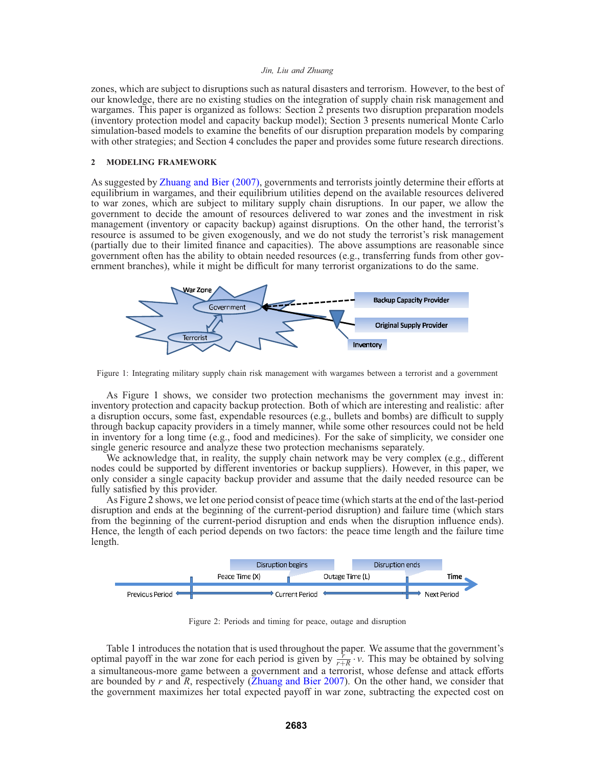zones, which are subject to disruptions such as natural disasters and terrorism. However, to the best of our knowledge, there are no existing studies on the integration of supply chain risk management and wargames. This paper is organized as follows: Section 2 presents two disruption preparation models (inventory protection model and capacity backup model); Section 3 presents numerical Monte Carlo simulation-based models to examine the benefits of our disruption preparation models by comparing with other strategies; and Section 4 concludes the paper and provides some future research directions.

## 2 MODELING FRAMEWORK

As suggested by Zhuang and Bier (2007), governments and terrorists jointly determine their efforts at equilibrium in wargames, and their equilibrium utilities depend on the available resources delivered to war zones, which are subject to military supply chain disruptions. In our paper, we allow the government to decide the amount of resources delivered to war zones and the investment in risk management (inventory or capacity backup) against disruptions. On the other hand, the terrorist's resource is assumed to be given exogenously, and we do not study the terrorist's risk management (partially due to their limited finance and capacities). The above assumptions are reasonable since government often has the ability to obtain needed resources (e.g., transferring funds from other government branches), while it might be difficult for many terrorist organizations to do the same.

Figure 1: Integrating military supply chain risk management with wargames between a terrorist and a government

As Figure 1 shows, we consider two protection mechanisms the government may invest in: inventory protection and capacity backup protection. Both of which are interesting and realistic: after a disruption occurs, some fast, expendable resources (e.g., bullets and bombs) are difficult to supply through backup capacity providers in a timely manner, while some other resources could not be held in inventory for a long time (e.g., food and medicines). For the sake of simplicity, we consider one single generic resource and analyze these two protection mechanisms separately.

We acknowledge that, in reality, the supply chain network may be very complex (e.g., different nodes could be supported by different inventories or backup suppliers). However, in this paper, we only consider a single capacity backup provider and assume that the daily needed resource can be fully satisfied by this provider.

As Figure 2 shows, we let one period consist of peace time (which starts at the end of the last-period disruption and ends at the beginning of the current-period disruption) and failure time (which stars from the beginning of the current-period disruption and ends when the disruption influence ends). Hence, the length of each period depends on two factors: the peace time length and the failure time length.

Figure 2: Periods and timing for peace, outage and disruption

Table 1 introduces the notation that is used throughout the paper. We assume that the government's optimal payoff in the war zone for each period is given by $\frac{r}{r+R} \cdot v$. This may be obtained by solving a simultaneous-more game between a government and a terrorist, whose defense and attack efforts are bounded by $r$ and $R$, respectively (Zhuang and Bier 2007). On the other hand, we consider that the government maximizes her total expected payoff in war zone, subtracting the expected cost on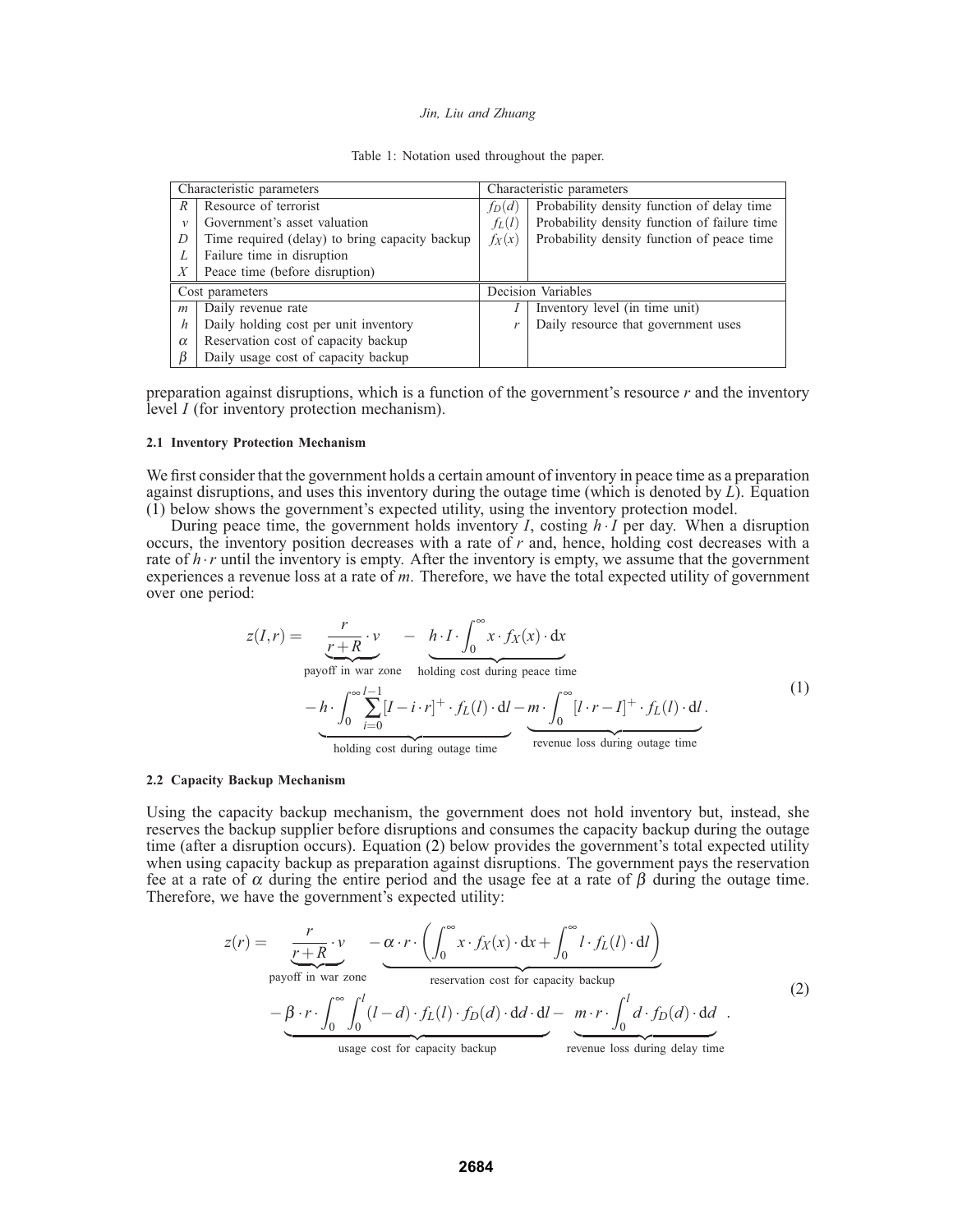Table 1: Notation used throughout the paper.

| Characteristic parameters | | Characteristic parameters | |
|---|---|---|---|
| $R$ | Resource of terrorist | $f_D(d)$ | Probability density function of delay time |
| $v$ | Government's asset valuation | $f_L(l)$ | Probability density function of failure time |
| $D$ | Time required (delay) to bring capacity backup | $f_X(x)$ | Probability density function of peace time |
| $L$ | Failure time in disruption | | |
| $X$ | Peace time (before disruption) | | |
| **Cost parameters** | | **Decision Variables** | |
| $m$ | Daily revenue rate | $I$ | Inventory level (in time unit) |
| $h$ | Daily holding cost per unit inventory | $r$ | Daily resource that government uses |
| $\alpha$ | Reservation cost of capacity backup | | |
| $\beta$ | Daily usage cost of capacity backup | | |

preparation against disruptions, which is a function of the government's resource $r$ and the inventory level $I$ (for inventory protection mechanism).

### 2.1 Inventory Protection Mechanism

We first consider that the government holds a certain amount of inventory in peace time as a preparation against disruptions, and uses this inventory during the outage time (which is denoted by $L$). Equation (1) below shows the government's expected utility, using the inventory protection model.

During peace time, the government holds inventory $I$, costing $h \cdot I$ per day. When a disruption occurs, the inventory position decreases with a rate of $r$ and, hence, holding cost decreases with a rate of $h \cdot r$ until the inventory is empty. After the inventory is empty, we assume that the government experiences a revenue loss at a rate of $m$. Therefore, we have the total expected utility of government over one period:

$$
\begin{aligned}
z(I,r) = \; & \underbrace{\frac{r}{r+R} \cdot v}_{\text{payoff in war zone}} - \underbrace{h \cdot I \cdot \int_0^\infty x \cdot f_X(x) \cdot \mathrm{d}x}_{\text{holding cost during peace time}} \\
& - \underbrace{h \cdot \int_0^\infty \sum_{i=0}^{l-1} [I - i \cdot r]^+ \cdot f_L(l) \cdot \mathrm{d}l}_{\text{holding cost during outage time}} - \underbrace{m \cdot \int_0^\infty [l \cdot r - I]^+ \cdot f_L(l) \cdot \mathrm{d}l}_{\text{revenue loss during outage time}} .
\end{aligned}
\tag{1}
$$

### 2.2 Capacity Backup Mechanism

Using the capacity backup mechanism, the government does not hold inventory but, instead, she reserves the backup supplier before disruptions and consumes the capacity backup during the outage time (after a disruption occurs). Equation (2) below provides the government's total expected utility when using capacity backup as preparation against disruptions. The government pays the reservation fee at a rate of $\alpha$ during the entire period and the usage fee at a rate of $\beta$ during the outage time. Therefore, we have the government's expected utility:

$$
\begin{aligned}
z(r) = \; & \underbrace{\frac{r}{r+R} \cdot v}_{\text{payoff in war zone}} \underbrace{- \alpha \cdot r \cdot \left( \int_0^\infty x \cdot f_X(x) \cdot \mathrm{d}x + \int_0^\infty l \cdot f_L(l) \cdot \mathrm{d}l \right)}_{\text{reservation cost for capacity backup}} \\
& - \underbrace{\beta \cdot r \cdot \int_0^\infty \int_0^l (l-d) \cdot f_L(l) \cdot f_D(d) \cdot \mathrm{d}d \cdot \mathrm{d}l}_{\text{usage cost for capacity backup}} - \underbrace{m \cdot r \cdot \int_0^l d \cdot f_D(d) \cdot \mathrm{d}d}_{\text{revenue loss during delay time}} .
\end{aligned}
\tag{2}
$$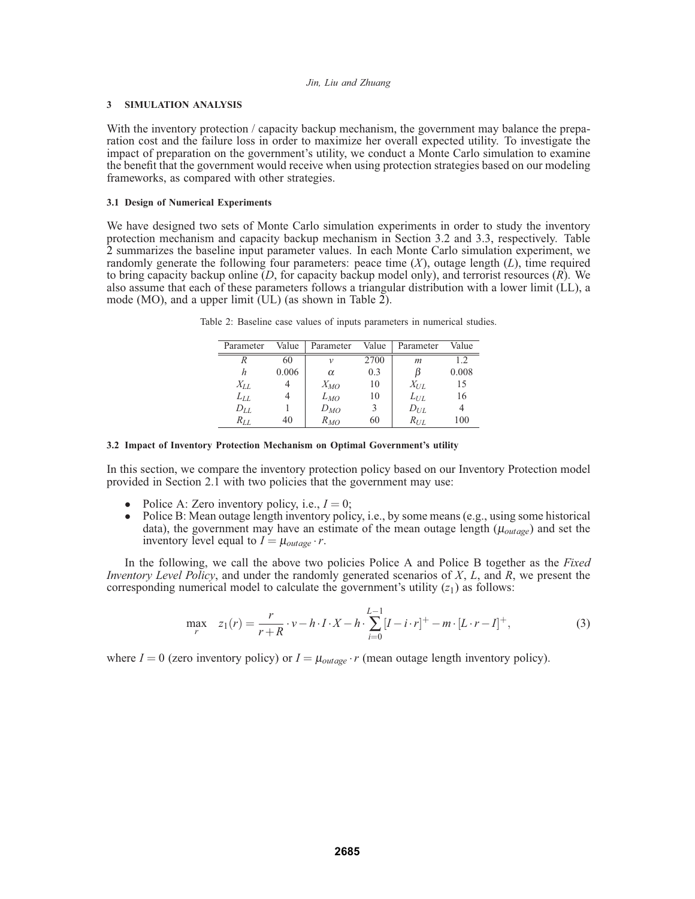## 3 SIMULATION ANALYSIS

With the inventory protection / capacity backup mechanism, the government may balance the preparation cost and the failure loss in order to maximize her overall expected utility. To investigate the impact of preparation on the government's utility, we conduct a Monte Carlo simulation to examine the benefit that the government would receive when using protection strategies based on our modeling frameworks, as compared with other strategies.

### 3.1 Design of Numerical Experiments

We have designed two sets of Monte Carlo simulation experiments in order to study the inventory protection mechanism and capacity backup mechanism in Section 3.2 and 3.3, respectively. Table 2 summarizes the baseline input parameter values. In each Monte Carlo simulation experiment, we randomly generate the following four parameters: peace time ($X$), outage length ($L$), time required to bring capacity backup online ($D$, for capacity backup model only), and terrorist resources ($R$). We also assume that each of these parameters follows a triangular distribution with a lower limit (LL), a mode (MO), and a upper limit (UL) (as shown in Table 2).

Table 2: Baseline case values of inputs parameters in numerical studies.

| Parameter | Value | Parameter | Value | Parameter | Value |
|---|---|---|---|---|---|
| $R$ | 60 | $v$ | 2700 | $m$ | 1.2 |
| $h$ | 0.006 | $\alpha$ | 0.3 | $\beta$ | 0.008 |
| $X_{LL}$ | 4 | $X_{MO}$ | 10 | $X_{UL}$ | 15 |
| $L_{LL}$ | 4 | $L_{MO}$ | 10 | $L_{UL}$ | 16 |
| $D_{LL}$ | 1 | $D_{MO}$ | 3 | $D_{UL}$ | 4 |
| $R_{LL}$ | 40 | $R_{MO}$ | 60 | $R_{UL}$ | 100 |

### 3.2 Impact of Inventory Protection Mechanism on Optimal Government's utility

In this section, we compare the inventory protection policy based on our Inventory Protection model provided in Section 2.1 with two policies that the government may use:

- Police A: Zero inventory policy, i.e., $I = 0$;
- Police B: Mean outage length inventory policy, i.e., by some means (e.g., using some historical data), the government may have an estimate of the mean outage length ($\mu_{outage}$) and set the inventory level equal to $I = \mu_{outage} \cdot r$.

In the following, we call the above two policies Police A and Police B together as the *Fixed Inventory Level Policy*, and under the randomly generated scenarios of $X$, $L$, and $R$, we present the corresponding numerical model to calculate the government's utility ($z_1$) as follows:

$$\max_{r} \quad z_1(r) = \frac{r}{r+R} \cdot v - h \cdot I \cdot X - h \cdot \sum_{i=0}^{L-1} [I - i \cdot r]^{+} - m \cdot [L \cdot r - I]^{+}, \tag{3}$$

where $I = 0$ (zero inventory policy) or $I = \mu_{outage} \cdot r$ (mean outage length inventory policy).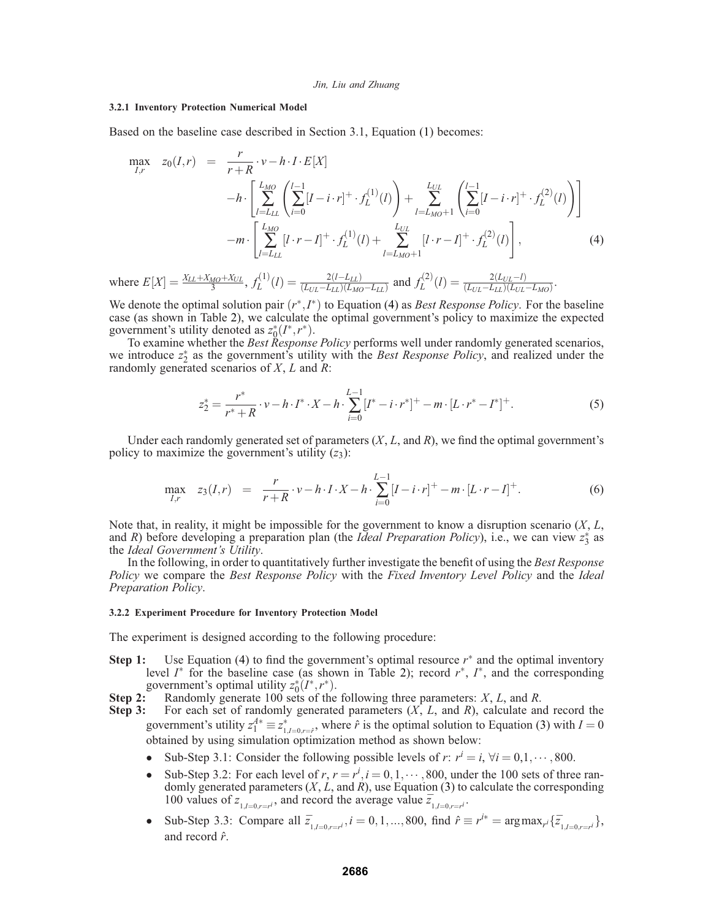#### 3.2.1 Inventory Protection Numerical Model

Based on the baseline case described in Section 3.1, Equation (1) becomes:

$$
\begin{aligned}
\max_{I,r} \quad z_0(I,r) \quad = \quad & \frac{r}{r+R}\cdot v - h\cdot I\cdot E[X] \\
& - h\cdot\left[\sum_{l=L_{LL}}^{L_{MO}}\left(\sum_{i=0}^{l-1}[I-i\cdot r]^{+}\cdot f_L^{(1)}(l)\right)+\sum_{l=L_{MO}+1}^{L_{UL}}\left(\sum_{i=0}^{l-1}[I-i\cdot r]^{+}\cdot f_L^{(2)}(l)\right)\right] \\
& - m\cdot\left[\sum_{l=L_{LL}}^{L_{MO}}[l\cdot r-I]^{+}\cdot f_L^{(1)}(l)+\sum_{l=L_{MO}+1}^{L_{UL}}[l\cdot r-I]^{+}\cdot f_L^{(2)}(l)\right],
\end{aligned}
\tag{4}
$$

where $E[X]=\frac{X_{LL}+X_{MO}+X_{UL}}{3}$, $f_L^{(1)}(l)=\frac{2(l-L_{LL})}{(L_{UL}-L_{LL})(L_{MO}-L_{LL})}$ and $f_L^{(2)}(l)=\frac{2(L_{UL}-l)}{(L_{UL}-L_{LL})(L_{UL}-L_{MO})}$.

We denote the optimal solution pair $(r^{*},I^{*})$ to Equation (4) as *Best Response Policy*. For the baseline case (as shown in Table 2), we calculate the optimal government's policy to maximize the expected government's utility denoted as $z_0^{*}(I^{*},r^{*})$.

To examine whether the *Best Response Policy* performs well under randomly generated scenarios, we introduce $z_2^{*}$ as the government's utility with the *Best Response Policy*, and realized under the randomly generated scenarios of $X$, $L$ and $R$:

$$
z_2^{*}=\frac{r^{*}}{r^{*}+R}\cdot v-h\cdot I^{*}\cdot X-h\cdot\sum_{i=0}^{L-1}[I^{*}-i\cdot r^{*}]^{+}-m\cdot[L\cdot r^{*}-I^{*}]^{+}. \tag{5}
$$

Under each randomly generated set of parameters ($X$, $L$, and $R$), we find the optimal government's policy to maximize the government's utility ($z_3$):

$$
\max_{I,r} \quad z_3(I,r) \quad = \quad \frac{r}{r+R}\cdot v-h\cdot I\cdot X-h\cdot\sum_{i=0}^{L-1}[I-i\cdot r]^{+}-m\cdot[L\cdot r-I]^{+}. \tag{6}
$$

Note that, in reality, it might be impossible for the government to know a disruption scenario ($X$, $L$, and $R$) before developing a preparation plan (the *Ideal Preparation Policy*), i.e., we can view $z_3^{*}$ as the *Ideal Government's Utility*.

In the following, in order to quantitatively further investigate the benefit of using the *Best Response Policy* we compare the *Best Response Policy* with the *Fixed Inventory Level Policy* and the *Ideal Preparation Policy*.

#### 3.2.2 Experiment Procedure for Inventory Protection Model

The experiment is designed according to the following procedure:

**Step 1:** Use Equation (4) to find the government's optimal resource $r^{*}$ and the optimal inventory level $I^{*}$ for the baseline case (as shown in Table 2); record $r^{*}$, $I^{*}$, and the corresponding government's optimal utility $z_0^{*}(I^{*},r^{*})$.

**Step 2:** Randomly generate 100 sets of the following three parameters: $X$, $L$, and $R$.

**Step 3:** For each set of randomly generated parameters ($X$, $L$, and $R$), calculate and record the government's utility $z_1^{A*}\equiv z^{*}_{1,I=0,r=\hat{r}}$, where $\hat{r}$ is the optimal solution to Equation (3) with $I=0$ obtained by using simulation optimization method as shown below:

- Sub-Step 3.1: Consider the following possible levels of $r$: $r^{i}=i$, $\forall i=0,1,\cdots,800$.
- Sub-Step 3.2: For each level of $r$, $r=r^{i}, i=0,1,\cdots,800$, under the 100 sets of three randomly generated parameters ($X$, $L$, and $R$), use Equation (3) to calculate the corresponding 100 values of $z_{1,I=0,r=r^{i}}$, and record the average value $\overline{z}_{1,I=0,r=r^{i}}$.
- Sub-Step 3.3: Compare all $\overline{z}_{1,I=0,r=r^{i}}, i=0,1,...,800$, find $\hat{r}\equiv r^{i*}=\arg\max_{r^{i}}\{\overline{z}_{1,I=0,r=r^{i}}\}$, and record $\hat{r}$.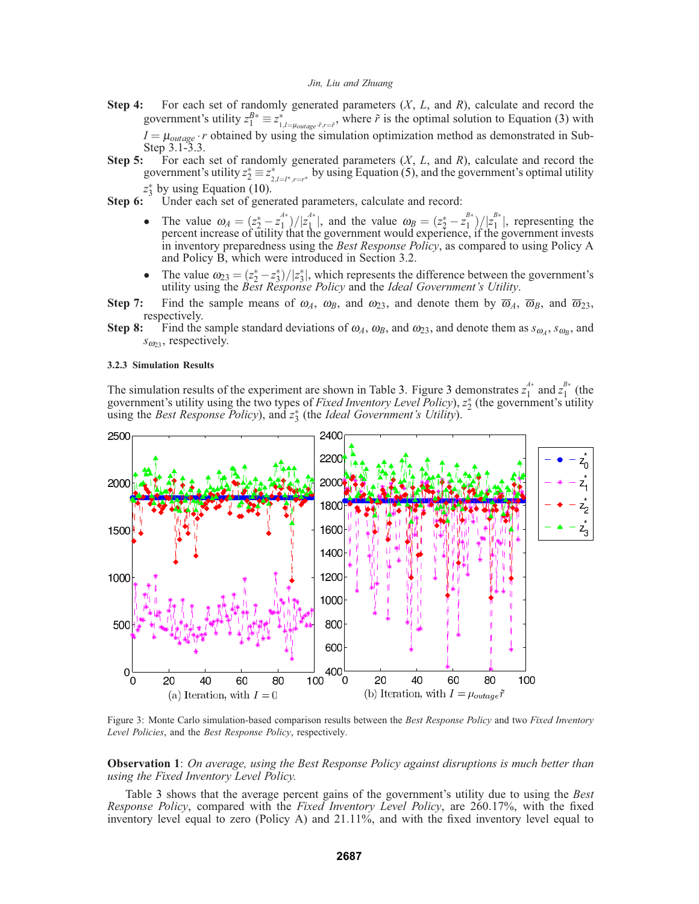**Step 4:** For each set of randomly generated parameters ($X$, $L$, and $R$), calculate and record the government's utility $z_1^{B*} \equiv z^*_{1,I=\mu_{outage}\cdot\tilde{r},r=\tilde{r}}$, where $\tilde{r}$ is the optimal solution to Equation (3) with $I = \mu_{outage} \cdot r$ obtained by using the simulation optimization method as demonstrated in Sub-Step 3.1-3.3.

**Step 5:** For each set of randomly generated parameters ($X$, $L$, and $R$), calculate and record the government's utility $z_2^* \equiv z^*_{2,I=I^*,r=r^*}$ by using Equation (5), and the government's optimal utility $z_3^*$ by using Equation (10).

**Step 6:** Under each set of generated parameters, calculate and record:

- The value $\omega_A = (z_2^* - z_1^{A*})/|z_1^{A*}|$, and the value $\omega_B = (z_2^* - z_1^{B*})/|z_1^{B*}|$, representing the percent increase of utility that the government would experience, if the government invests in inventory preparedness using the *Best Response Policy*, as compared to using Policy A and Policy B, which were introduced in Section 3.2.
- The value $\omega_{23} = (z_2^* - z_3^*)/|z_3^*|$, which represents the difference between the government's utility using the *Best Response Policy* and the *Ideal Government's Utility*.

**Step 7:** Find the sample means of $\omega_A$, $\omega_B$, and $\omega_{23}$, and denote them by $\overline{\omega}_A$, $\overline{\omega}_B$, and $\overline{\omega}_{23}$, respectively.

**Step 8:** Find the sample standard deviations of $\omega_A$, $\omega_B$, and $\omega_{23}$, and denote them as $s_{\omega_A}$, $s_{\omega_B}$, and $s_{\omega_{23}}$, respectively.

#### 3.2.3 Simulation Results

The simulation results of the experiment are shown in Table 3. Figure 3 demonstrates $z_1^{A*}$ and $z_1^{B*}$ (the government's utility using the two types of *Fixed Inventory Level Policy*), $z_2^*$ (the government's utility using the *Best Response Policy*), and $z_3^*$ (the *Ideal Government's Utility*).

(a) Iteration, with $I = 0$ (b) Iteration, with $I = \mu_{outage}\tilde{r}$

Figure 3: Monte Carlo simulation-based comparison results between the *Best Response Policy* and two *Fixed Inventory Level Policies*, and the *Best Response Policy*, respectively.

**Observation 1**: *On average, using the Best Response Policy against disruptions is much better than using the Fixed Inventory Level Policy.*

Table 3 shows that the average percent gains of the government's utility due to using the *Best Response Policy*, compared with the *Fixed Inventory Level Policy*, are 260.17%, with the fixed inventory level equal to zero (Policy A) and 21.11%, and with the fixed inventory level equal to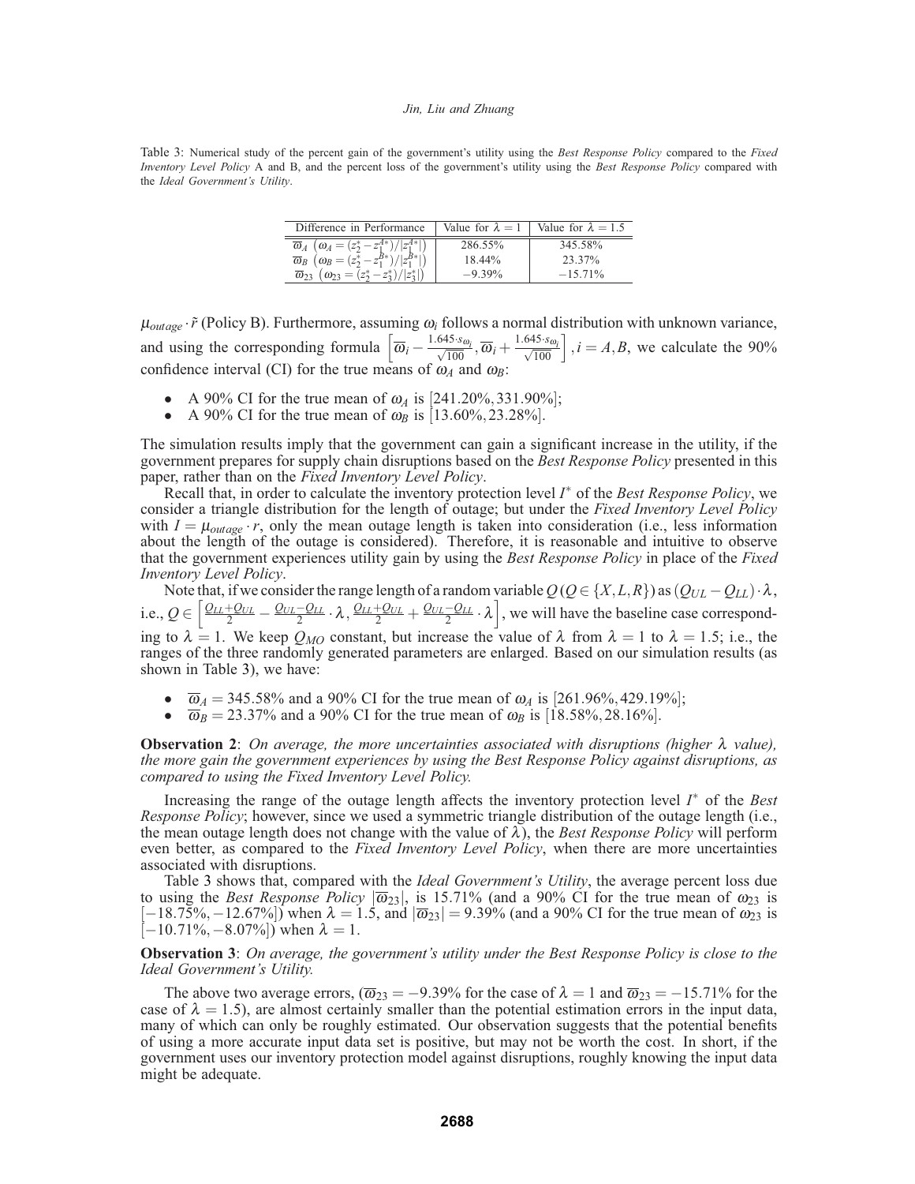Table 3: Numerical study of the percent gain of the government's utility using the *Best Response Policy* compared to the *Fixed Inventory Level Policy* A and B, and the percent loss of the government's utility using the *Best Response Policy* compared with the *Ideal Government's Utility*.

| Difference in Performance | Value for $\lambda = 1$ | Value for $\lambda = 1.5$ |
|---|---|---|
| $\overline{\omega}_A$ $\left(\omega_A = (z_2^* - z_1^{A*})/\lvert z_1^{A*}\rvert\right)$ | 286.55% | 345.58% |
| $\overline{\omega}_B$ $\left(\omega_B = (z_2^* - z_1^{B*})/\lvert z_1^{B*}\rvert\right)$ | 18.44% | 23.37% |
| $\overline{\omega}_{23}$ $\left(\omega_{23} = (z_2^* - z_3^*)/\lvert z_3^*\rvert\right)$ | $-9.39\%$ | $-15.71\%$ |

$\mu_{outage} \cdot \tilde{r}$ (Policy B). Furthermore, assuming $\omega_i$ follows a normal distribution with unknown variance, and using the corresponding formula $\left[\overline{\omega}_i - \frac{1.645 \cdot s_{\omega_i}}{\sqrt{100}}, \overline{\omega}_i + \frac{1.645 \cdot s_{\omega_i}}{\sqrt{100}}\right], i = A, B$, we calculate the 90% confidence interval (CI) for the true means of $\omega_A$ and $\omega_B$:

- A 90% CI for the true mean of $\omega_A$ is $[241.20\%, 331.90\%]$;
- A 90% CI for the true mean of $\omega_B$ is $[13.60\%, 23.28\%]$.

The simulation results imply that the government can gain a significant increase in the utility, if the government prepares for supply chain disruptions based on the *Best Response Policy* presented in this paper, rather than on the *Fixed Inventory Level Policy*.

Recall that, in order to calculate the inventory protection level $I^*$ of the *Best Response Policy*, we consider a triangle distribution for the length of outage; but under the *Fixed Inventory Level Policy* with $I = \mu_{outage} \cdot r$, only the mean outage length is taken into consideration (i.e., less information about the length of the outage is considered). Therefore, it is reasonable and intuitive to observe that the government experiences utility gain by using the *Best Response Policy* in place of the *Fixed Inventory Level Policy*.

Note that, if we consider the range length of a random variable $Q$ ($Q \in \{X, L, R\}$) as $(Q_{UL} - Q_{LL}) \cdot \lambda$, i.e., $Q \in \left[\frac{Q_{LL}+Q_{UL}}{2} - \frac{Q_{UL}-Q_{LL}}{2} \cdot \lambda, \frac{Q_{LL}+Q_{UL}}{2} + \frac{Q_{UL}-Q_{LL}}{2} \cdot \lambda\right]$, we will have the baseline case corresponding to $\lambda = 1$. We keep $Q_{MO}$ constant, but increase the value of $\lambda$ from $\lambda = 1$ to $\lambda = 1.5$; i.e., the ranges of the three randomly generated parameters are enlarged. Based on our simulation results (as shown in Table 3), we have:

- $\overline{\omega}_A = 345.58\%$ and a 90% CI for the true mean of $\omega_A$ is $[261.96\%, 429.19\%]$;
- $\overline{\omega}_B = 23.37\%$ and a 90% CI for the true mean of $\omega_B$ is $[18.58\%, 28.16\%]$.

**Observation 2**: *On average, the more uncertainties associated with disruptions (higher $\lambda$ value), the more gain the government experiences by using the Best Response Policy against disruptions, as compared to using the Fixed Inventory Level Policy.*

Increasing the range of the outage length affects the inventory protection level $I^*$ of the *Best Response Policy*; however, since we used a symmetric triangle distribution of the outage length (i.e., the mean outage length does not change with the value of $\lambda$), the *Best Response Policy* will perform even better, as compared to the *Fixed Inventory Level Policy*, when there are more uncertainties associated with disruptions.

Table 3 shows that, compared with the *Ideal Government's Utility*, the average percent loss due to using the *Best Response Policy* $|\overline{\omega}_{23}|$, is 15.71% (and a 90% CI for the true mean of $\omega_{23}$ is $[-18.75\%, -12.67\%]$) when $\lambda = 1.5$, and $|\overline{\omega}_{23}| = 9.39\%$ (and a 90% CI for the true mean of $\omega_{23}$ is $[-10.71\%, -8.07\%]$) when $\lambda = 1$.

**Observation 3**: *On average, the government's utility under the Best Response Policy is close to the Ideal Government's Utility.*

The above two average errors, ($\overline{\omega}_{23} = -9.39\%$ for the case of $\lambda = 1$ and $\overline{\omega}_{23} = -15.71\%$ for the case of $\lambda = 1.5$), are almost certainly smaller than the potential estimation errors in the input data, many of which can only be roughly estimated. Our observation suggests that the potential benefits of using a more accurate input data set is positive, but may not be worth the cost. In short, if the government uses our inventory protection model against disruptions, roughly knowing the input data might be adequate.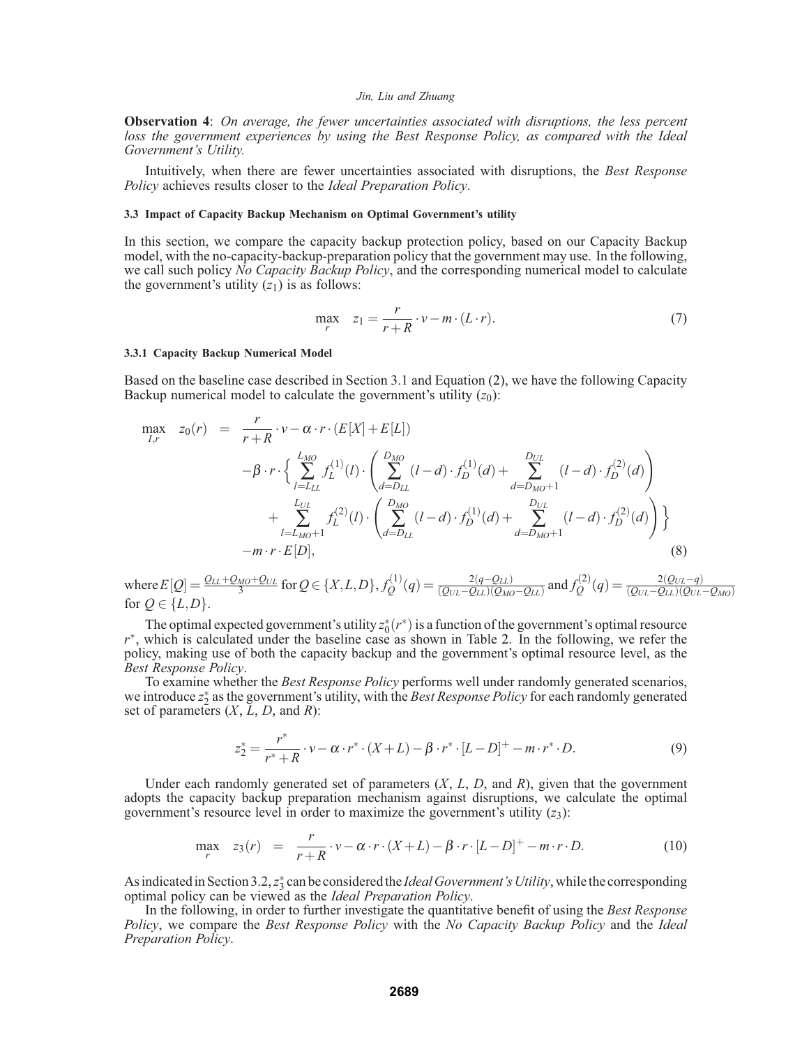**Observation 4**: *On average, the fewer uncertainties associated with disruptions, the less percent loss the government experiences by using the Best Response Policy, as compared with the Ideal Government's Utility.*

Intuitively, when there are fewer uncertainties associated with disruptions, the *Best Response Policy* achieves results closer to the *Ideal Preparation Policy*.

### 3.3 Impact of Capacity Backup Mechanism on Optimal Government's utility

In this section, we compare the capacity backup protection policy, based on our Capacity Backup model, with the no-capacity-backup-preparation policy that the government may use. In the following, we call such policy *No Capacity Backup Policy*, and the corresponding numerical model to calculate the government's utility ($z_1$) is as follows:

$$\max_{r} \quad z_1 = \frac{r}{r+R} \cdot v - m \cdot (L \cdot r). \tag{7}$$

#### 3.3.1 Capacity Backup Numerical Model

Based on the baseline case described in Section 3.1 and Equation (2), we have the following Capacity Backup numerical model to calculate the government's utility ($z_0$):

$$\begin{aligned}
\max_{I,r} \quad z_0(r) \quad = \quad & \frac{r}{r+R} \cdot v - \alpha \cdot r \cdot (E[X] + E[L]) \\
& - \beta \cdot r \cdot \Bigg\{ \sum_{l=L_{LL}}^{L_{MO}} f_L^{(1)}(l) \cdot \left( \sum_{d=D_{LL}}^{D_{MO}} (l-d) \cdot f_D^{(1)}(d) + \sum_{d=D_{MO}+1}^{D_{UL}} (l-d) \cdot f_D^{(2)}(d) \right) \\
& \quad + \sum_{l=L_{MO}+1}^{L_{UL}} f_L^{(2)}(l) \cdot \left( \sum_{d=D_{LL}}^{D_{MO}} (l-d) \cdot f_D^{(1)}(d) + \sum_{d=D_{MO}+1}^{D_{UL}} (l-d) \cdot f_D^{(2)}(d) \right) \Bigg\} \\
& - m \cdot r \cdot E[D],
\end{aligned} \tag{8}$$

where $E[Q] = \frac{Q_{LL}+Q_{MO}+Q_{UL}}{3}$ for $Q \in \{X, L, D\}$, $f_Q^{(1)}(q) = \frac{2(q-Q_{LL})}{(Q_{UL}-Q_{LL})(Q_{MO}-Q_{LL})}$ and $f_Q^{(2)}(q) = \frac{2(Q_{UL}-q)}{(Q_{UL}-Q_{LL})(Q_{UL}-Q_{MO})}$ for $Q \in \{L, D\}$.

The optimal expected government's utility $z_0^*(r^*)$ is a function of the government's optimal resource $r^*$, which is calculated under the baseline case as shown in Table 2. In the following, we refer the policy, making use of both the capacity backup and the government's optimal resource level, as the *Best Response Policy*.

To examine whether the *Best Response Policy* performs well under randomly generated scenarios, we introduce $z_2^*$ as the government's utility, with the *Best Response Policy* for each randomly generated set of parameters ($X$, $L$, $D$, and $R$):

$$z_2^* = \frac{r^*}{r^*+R} \cdot v - \alpha \cdot r^* \cdot (X+L) - \beta \cdot r^* \cdot [L-D]^+ - m \cdot r^* \cdot D. \tag{9}$$

Under each randomly generated set of parameters ($X$, $L$, $D$, and $R$), given that the government adopts the capacity backup preparation mechanism against disruptions, we calculate the optimal government's resource level in order to maximize the government's utility ($z_3$):

$$\max_{r} \quad z_3(r) \quad = \quad \frac{r}{r+R} \cdot v - \alpha \cdot r \cdot (X+L) - \beta \cdot r \cdot [L-D]^+ - m \cdot r \cdot D. \tag{10}$$

As indicated in Section 3.2, $z_3^*$ can be considered the *Ideal Government's Utility*, while the corresponding optimal policy can be viewed as the *Ideal Preparation Policy*.

In the following, in order to further investigate the quantitative benefit of using the *Best Response Policy*, we compare the *Best Response Policy* with the *No Capacity Backup Policy* and the *Ideal Preparation Policy*.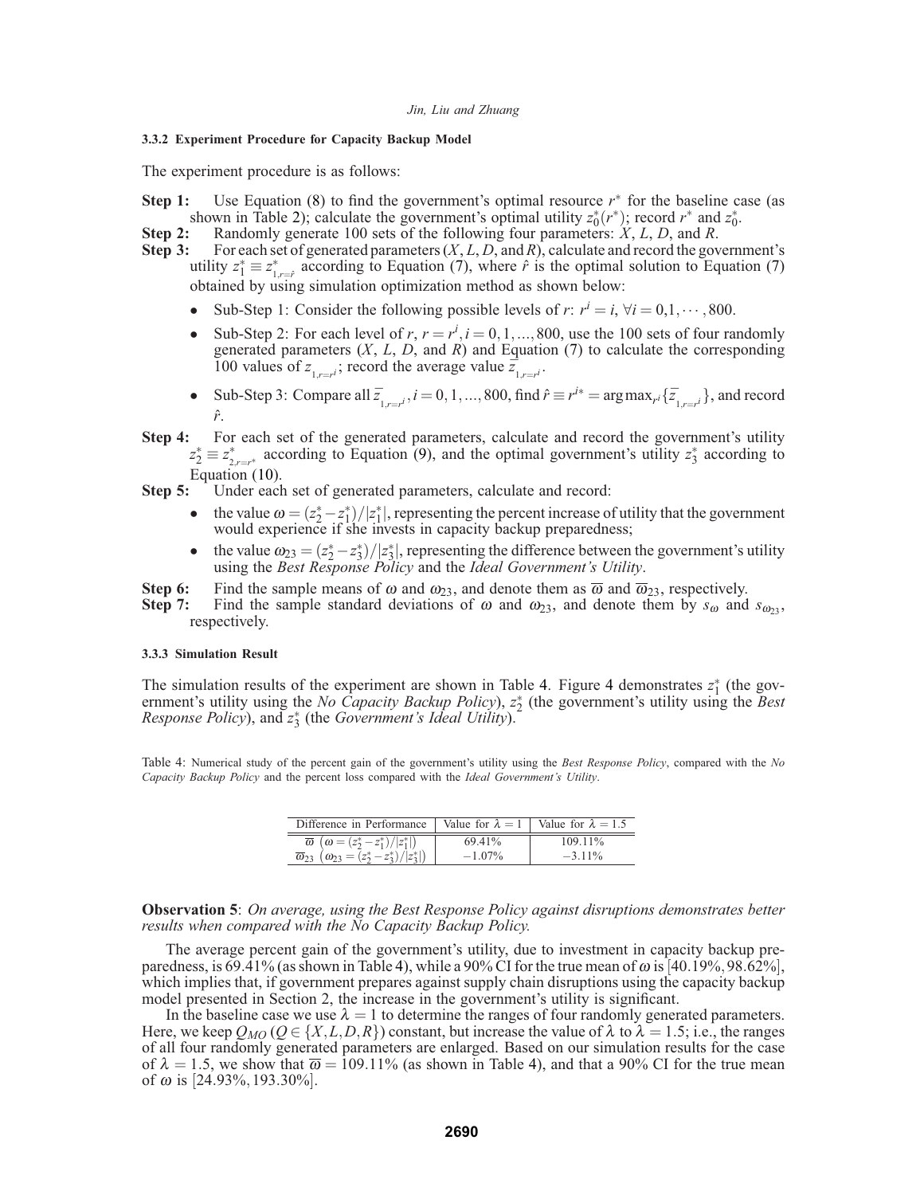#### 3.3.2 Experiment Procedure for Capacity Backup Model

The experiment procedure is as follows:

**Step 1:** Use Equation (8) to find the government's optimal resource $r^*$ for the baseline case (as shown in Table 2); calculate the government's optimal utility $z_0^*(r^*)$; record $r^*$ and $z_0^*$.

**Step 2:** Randomly generate 100 sets of the following four parameters: $X$, $L$, $D$, and $R$.

**Step 3:** For each set of generated parameters ($X$, $L$, $D$, and $R$), calculate and record the government's utility $z_1^* \equiv z^*_{1,r=\hat{r}}$ according to Equation (7), where $\hat{r}$ is the optimal solution to Equation (7) obtained by using simulation optimization method as shown below:

- Sub-Step 1: Consider the following possible levels of $r$: $r^i = i$, $\forall i = 0, 1, \cdots, 800$.
- Sub-Step 2: For each level of $r$, $r = r^i, i = 0, 1, ..., 800$, use the 100 sets of four randomly generated parameters ($X$, $L$, $D$, and $R$) and Equation (7) to calculate the corresponding 100 values of $z_{1,r=r^i}$; record the average value $\overline{z}_{1,r=r^i}$.
- Sub-Step 3: Compare all $\overline{z}_{1,r=r^i}, i = 0, 1, ..., 800$, find $\hat{r} \equiv r^{i*} = \arg\max_{r^i}\{\overline{z}_{1,r=r^i}\}$, and record $\hat{r}$.

**Step 4:** For each set of the generated parameters, calculate and record the government's utility $z_2^* \equiv z^*_{2,r=r^*}$ according to Equation (9), and the optimal government's utility $z_3^*$ according to Equation (10).

**Step 5:** Under each set of generated parameters, calculate and record:

- the value $\omega = (z_2^* - z_1^*)/|z_1^*|$, representing the percent increase of utility that the government would experience if she invests in capacity backup preparedness;
- the value $\omega_{23} = (z_2^* - z_3^*)/|z_3^*|$, representing the difference between the government's utility using the *Best Response Policy* and the *Ideal Government's Utility*.

**Step 6:** Find the sample means of $\omega$ and $\omega_{23}$, and denote them as $\overline{\omega}$ and $\overline{\omega}_{23}$, respectively.

**Step 7:** Find the sample standard deviations of $\omega$ and $\omega_{23}$, and denote them by $s_\omega$ and $s_{\omega_{23}}$, respectively.

#### 3.3.3 Simulation Result

The simulation results of the experiment are shown in Table 4. Figure 4 demonstrates $z_1^*$ (the government's utility using the *No Capacity Backup Policy*), $z_2^*$ (the government's utility using the *Best Response Policy*), and $z_3^*$ (the *Government's Ideal Utility*).

Table 4: Numerical study of the percent gain of the government's utility using the *Best Response Policy*, compared with the *No Capacity Backup Policy* and the percent loss compared with the *Ideal Government's Utility*.

| Difference in Performance | Value for $\lambda = 1$ | Value for $\lambda = 1.5$ |
|---|---|---|
| $\overline{\omega}$ $\left(\omega = (z_2^* - z_1^*)/\lvert z_1^*\rvert\right)$ | 69.41% | 109.11% |
| $\overline{\omega}_{23}$ $\left(\omega_{23} = (z_2^* - z_3^*)/\lvert z_3^*\rvert\right)$ | −1.07% | −3.11% |

**Observation 5**: *On average, using the Best Response Policy against disruptions demonstrates better results when compared with the No Capacity Backup Policy.*

The average percent gain of the government's utility, due to investment in capacity backup preparedness, is 69.41% (as shown in Table 4), while a 90% CI for the true mean of $\omega$ is $[40.19\%, 98.62\%]$, which implies that, if government prepares against supply chain disruptions using the capacity backup model presented in Section 2, the increase in the government's utility is significant.

In the baseline case we use $\lambda = 1$ to determine the ranges of four randomly generated parameters. Here, we keep $Q_{MO}$ ($Q \in \{X, L, D, R\}$) constant, but increase the value of $\lambda$ to $\lambda = 1.5$; i.e., the ranges of all four randomly generated parameters are enlarged. Based on our simulation results for the case of $\lambda = 1.5$, we show that $\overline{\omega} = 109.11\%$ (as shown in Table 4), and that a 90% CI for the true mean of $\omega$ is $[24.93\%, 193.30\%]$.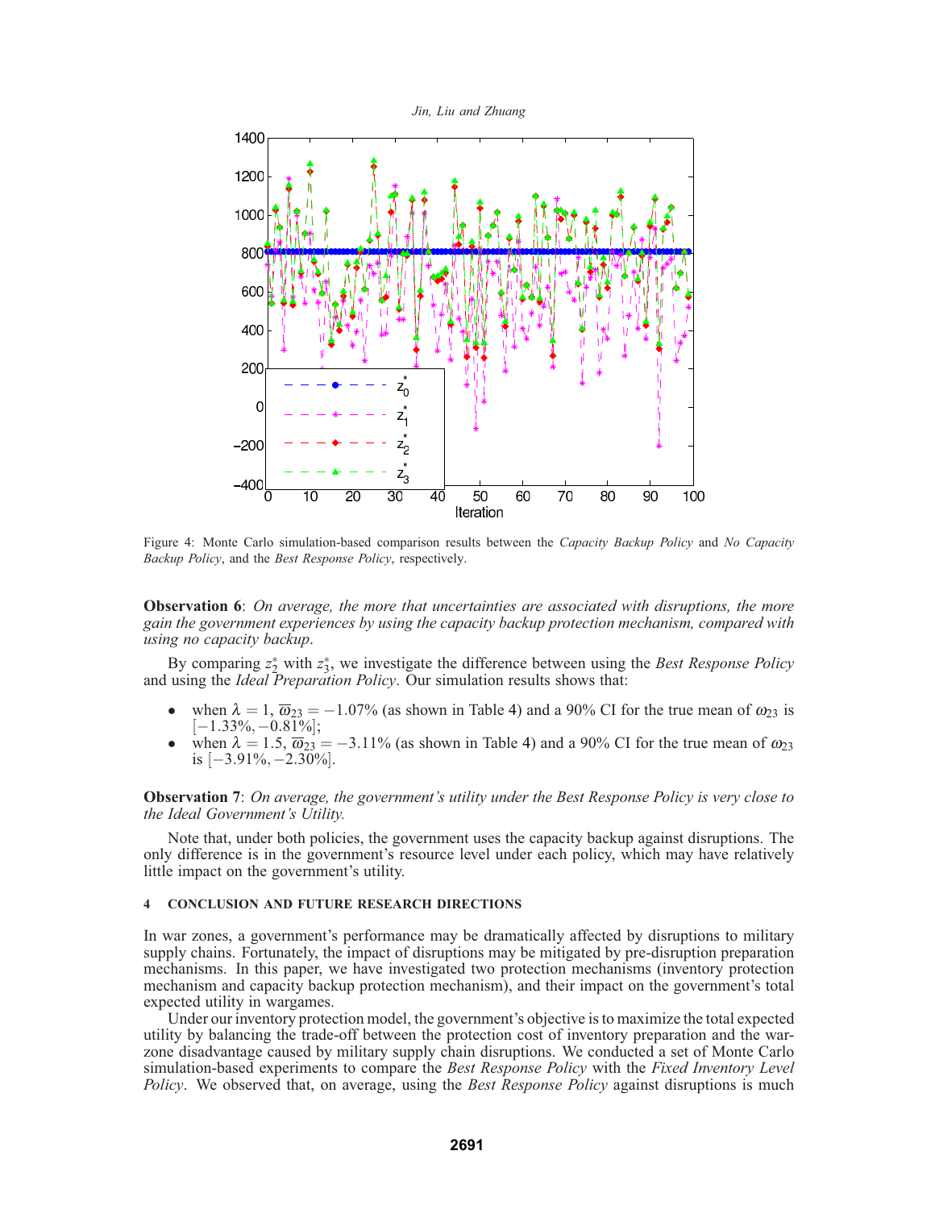Figure 4: Monte Carlo simulation-based comparison results between the *Capacity Backup Policy* and *No Capacity Backup Policy*, and the *Best Response Policy*, respectively.

**Observation 6**: *On average, the more that uncertainties are associated with disruptions, the more gain the government experiences by using the capacity backup protection mechanism, compared with using no capacity backup*.

By comparing $z_2^*$ with $z_3^*$, we investigate the difference between using the *Best Response Policy* and using the *Ideal Preparation Policy*. Our simulation results shows that:

- when $\lambda = 1$, $\overline{\varpi}_{23} = -1.07\%$ (as shown in Table 4) and a 90% CI for the true mean of $\varpi_{23}$ is $[-1.33\%, -0.81\%]$;
- when $\lambda = 1.5$, $\overline{\varpi}_{23} = -3.11\%$ (as shown in Table 4) and a 90% CI for the true mean of $\varpi_{23}$ is $[-3.91\%, -2.30\%]$.

**Observation 7**: *On average, the government's utility under the Best Response Policy is very close to the Ideal Government's Utility.*

Note that, under both policies, the government uses the capacity backup against disruptions. The only difference is in the government's resource level under each policy, which may have relatively little impact on the government's utility.

## 4 CONCLUSION AND FUTURE RESEARCH DIRECTIONS

In war zones, a government's performance may be dramatically affected by disruptions to military supply chains. Fortunately, the impact of disruptions may be mitigated by pre-disruption preparation mechanisms. In this paper, we have investigated two protection mechanisms (inventory protection mechanism and capacity backup protection mechanism), and their impact on the government's total expected utility in wargames.

Under our inventory protection model, the government's objective is to maximize the total expected utility by balancing the trade-off between the protection cost of inventory preparation and the war-zone disadvantage caused by military supply chain disruptions. We conducted a set of Monte Carlo simulation-based experiments to compare the *Best Response Policy* with the *Fixed Inventory Level Policy*. We observed that, on average, using the *Best Response Policy* against disruptions is much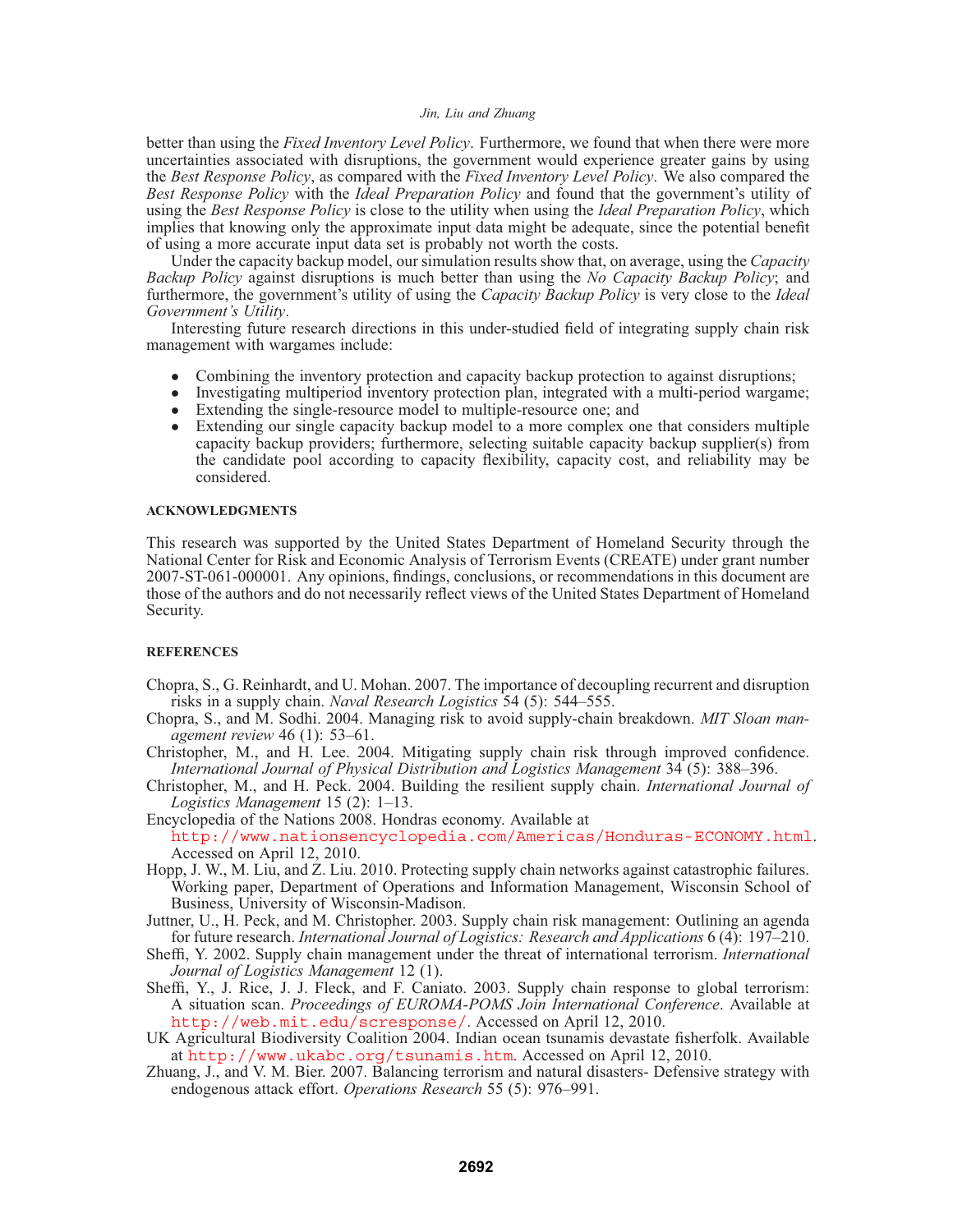better than using the *Fixed Inventory Level Policy*. Furthermore, we found that when there were more uncertainties associated with disruptions, the government would experience greater gains by using the *Best Response Policy*, as compared with the *Fixed Inventory Level Policy*. We also compared the *Best Response Policy* with the *Ideal Preparation Policy* and found that the government's utility of using the *Best Response Policy* is close to the utility when using the *Ideal Preparation Policy*, which implies that knowing only the approximate input data might be adequate, since the potential benefit of using a more accurate input data set is probably not worth the costs.

Under the capacity backup model, our simulation results show that, on average, using the *Capacity Backup Policy* against disruptions is much better than using the *No Capacity Backup Policy*; and furthermore, the government's utility of using the *Capacity Backup Policy* is very close to the *Ideal Government's Utility*.

Interesting future research directions in this under-studied field of integrating supply chain risk management with wargames include:

- Combining the inventory protection and capacity backup protection to against disruptions;
- Investigating multiperiod inventory protection plan, integrated with a multi-period wargame;
- Extending the single-resource model to multiple-resource one; and
- Extending our single capacity backup model to a more complex one that considers multiple capacity backup providers; furthermore, selecting suitable capacity backup supplier(s) from the candidate pool according to capacity flexibility, capacity cost, and reliability may be considered.

## ACKNOWLEDGMENTS

This research was supported by the United States Department of Homeland Security through the National Center for Risk and Economic Analysis of Terrorism Events (CREATE) under grant number 2007-ST-061-000001. Any opinions, findings, conclusions, or recommendations in this document are those of the authors and do not necessarily reflect views of the United States Department of Homeland Security.

## REFERENCES

Chopra, S., G. Reinhardt, and U. Mohan. 2007. The importance of decoupling recurrent and disruption risks in a supply chain. *Naval Research Logistics* 54 (5): 544–555.

Chopra, S., and M. Sodhi. 2004. Managing risk to avoid supply-chain breakdown. *MIT Sloan management review* 46 (1): 53–61.

Christopher, M., and H. Lee. 2004. Mitigating supply chain risk through improved confidence. *International Journal of Physical Distribution and Logistics Management* 34 (5): 388–396.

Christopher, M., and H. Peck. 2004. Building the resilient supply chain. *International Journal of Logistics Management* 15 (2): 1–13.

Encyclopedia of the Nations 2008. Hondras economy. Available at http://www.nationsencyclopedia.com/Americas/Honduras-ECONOMY.html. Accessed on April 12, 2010.

Hopp, J. W., M. Liu, and Z. Liu. 2010. Protecting supply chain networks against catastrophic failures. Working paper, Department of Operations and Information Management, Wisconsin School of Business, University of Wisconsin-Madison.

Juttner, U., H. Peck, and M. Christopher. 2003. Supply chain risk management: Outlining an agenda for future research. *International Journal of Logistics: Research and Applications* 6 (4): 197–210.

Sheffi, Y. 2002. Supply chain management under the threat of international terrorism. *International Journal of Logistics Management* 12 (1).

Sheffi, Y., J. Rice, J. J. Fleck, and F. Caniato. 2003. Supply chain response to global terrorism: A situation scan. *Proceedings of EUROMA-POMS Join International Conference*. Available at http://web.mit.edu/scresponse/. Accessed on April 12, 2010.

UK Agricultural Biodiversity Coalition 2004. Indian ocean tsunamis devastate fisherfolk. Available at http://www.ukabc.org/tsunamis.htm. Accessed on April 12, 2010.

Zhuang, J., and V. M. Bier. 2007. Balancing terrorism and natural disasters- Defensive strategy with endogenous attack effort. *Operations Research* 55 (5): 976–991.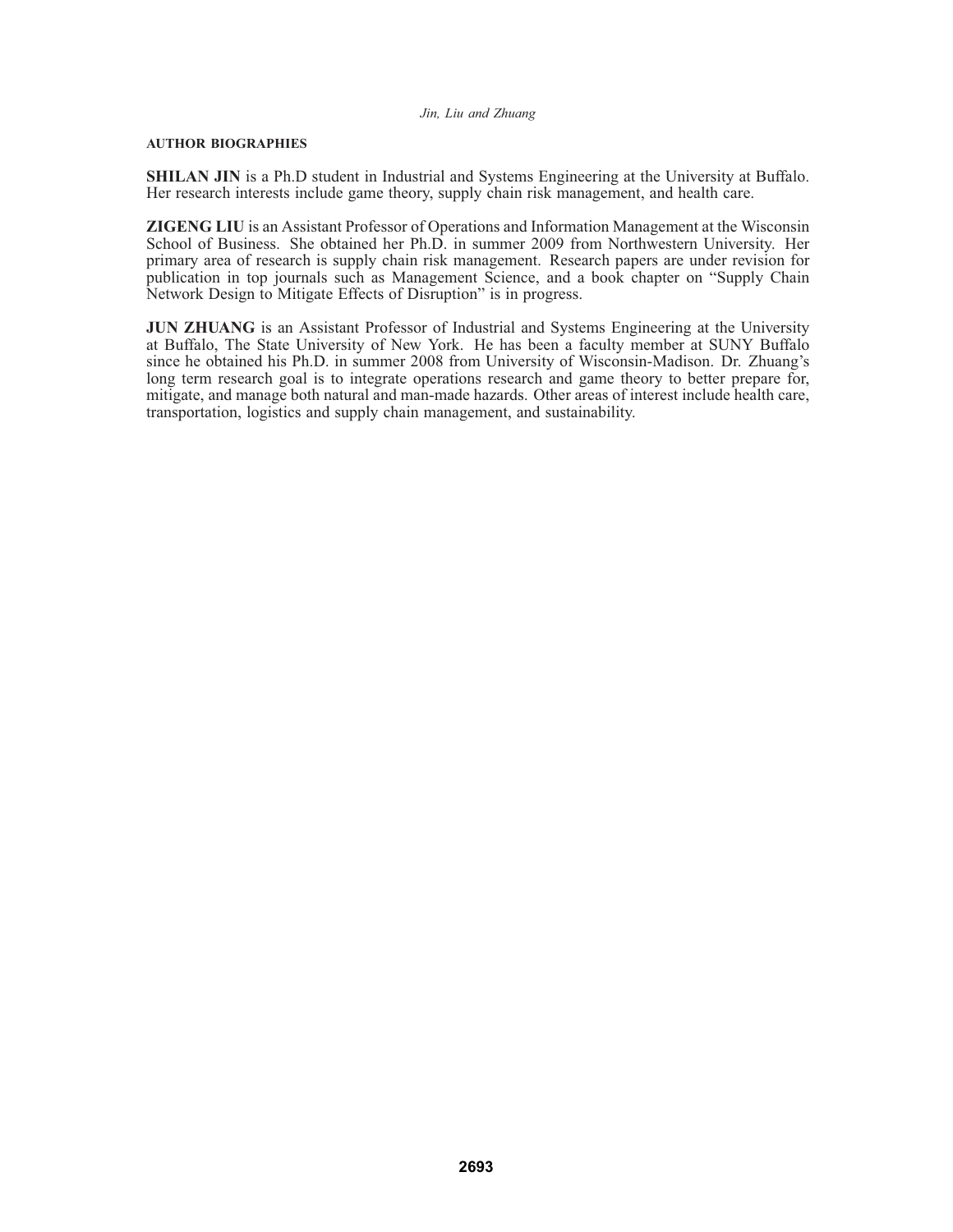## AUTHOR BIOGRAPHIES

**SHILAN JIN** is a Ph.D student in Industrial and Systems Engineering at the University at Buffalo. Her research interests include game theory, supply chain risk management, and health care.

**ZIGENG LIU** is an Assistant Professor of Operations and Information Management at the Wisconsin School of Business. She obtained her Ph.D. in summer 2009 from Northwestern University. Her primary area of research is supply chain risk management. Research papers are under revision for publication in top journals such as Management Science, and a book chapter on "Supply Chain Network Design to Mitigate Effects of Disruption" is in progress.

**JUN ZHUANG** is an Assistant Professor of Industrial and Systems Engineering at the University at Buffalo, The State University of New York. He has been a faculty member at SUNY Buffalo since he obtained his Ph.D. in summer 2008 from University of Wisconsin-Madison. Dr. Zhuang's long term research goal is to integrate operations research and game theory to better prepare for, mitigate, and manage both natural and man-made hazards. Other areas of interest include health care, transportation, logistics and supply chain management, and sustainability.